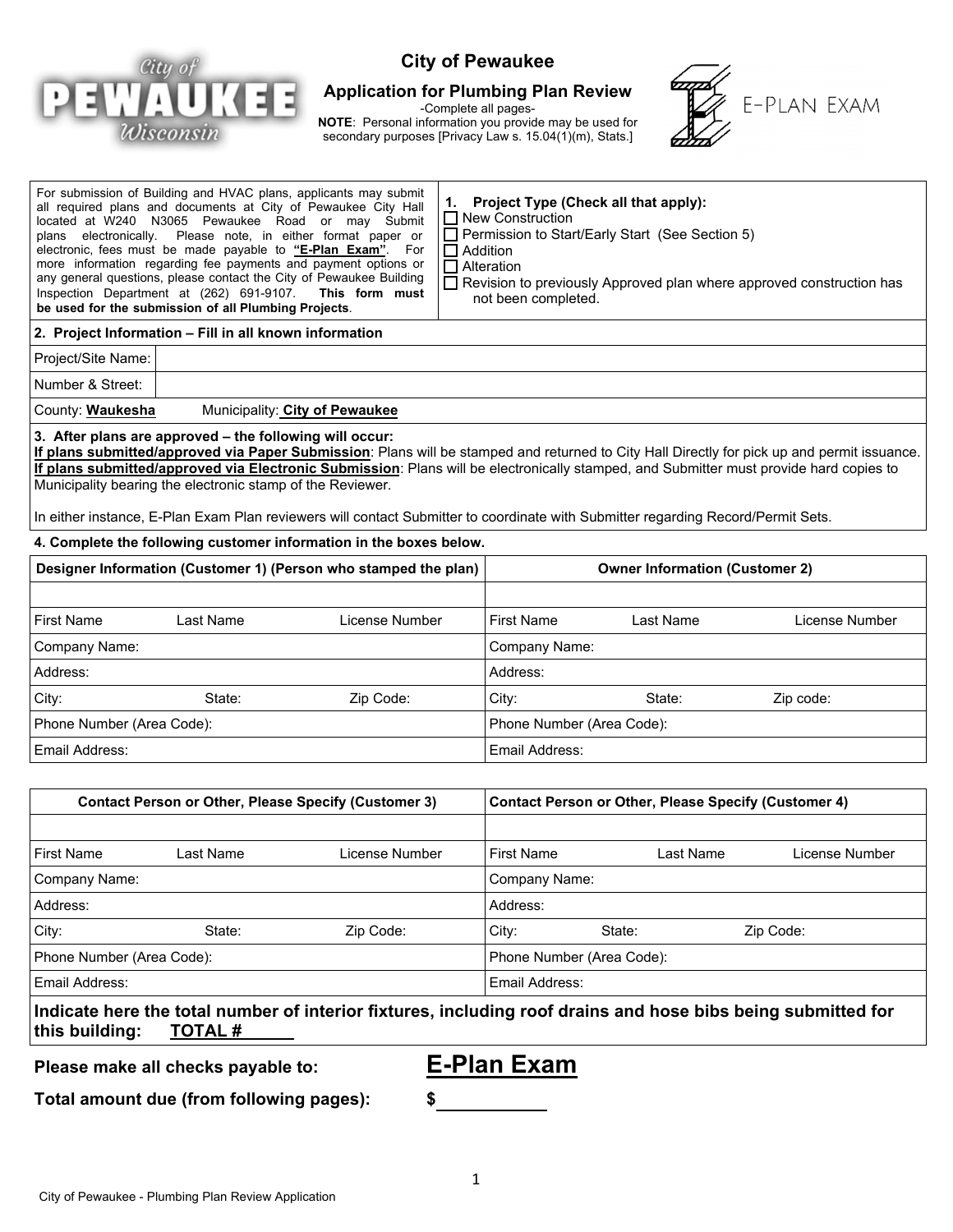# City of Pewaukee

## Application for Plumbing Plan Review

-Complete all pages-

**NOTE**: Personal information you provide may be used for secondary purposes [Privacy Law s. 15.04(1)(m), Stats.]

E-PLAN EXAM

For submission of Building and HVAC plans, applicants may submit all required plans and documents at City of Pewaukee City Hall located at W240 N3065 Pewaukee Road or may Submit plans electronically. Please note, in either format paper or electronic, fees must be made payable to **"E-Plan Exam"**. For more information regarding fee payments and payment options or any general questions, please contact the City of Pewaukee Building Inspection Department at (262) 691-9107. **This form must be used for the submission of all Plumbing Projects**.

**1. Project Type (Check all that apply):**

- ☐ New Construction
- ☐ Permission to Start/Early Start (See Section 5)
- ☐ Addition
- ☐ Alteration
- ☐ Revision to previously Approved plan where approved construction has not been completed.

**2. Project Information – Fill in all known information**

| | |
|---|---|
| Project/Site Name: | |
| Number & Street: | |
| County: **Waukesha** | Municipality: **City of Pewaukee** |

**3. After plans are approved – the following will occur:**

**If plans submitted/approved via Paper Submission**: Plans will be stamped and returned to City Hall Directly for pick up and permit issuance.
**If plans submitted/approved via Electronic Submission**: Plans will be electronically stamped, and Submitter must provide hard copies to Municipality bearing the electronic stamp of the Reviewer.

In either instance, E-Plan Exam Plan reviewers will contact Submitter to coordinate with Submitter regarding Record/Permit Sets.

**4. Complete the following customer information in the boxes below.**

| **Designer Information (Customer 1) (Person who stamped the plan)** | **Owner Information (Customer 2)** |
|---|---|
| | |
| First Name / Last Name / License Number | First Name / Last Name / License Number |
| Company Name: | Company Name: |
| Address: | Address: |
| City: / State: / Zip Code: | City: / State: / Zip code: |
| Phone Number (Area Code): | Phone Number (Area Code): |
| Email Address: | Email Address: |

| **Contact Person or Other, Please Specify (Customer 3)** | **Contact Person or Other, Please Specify (Customer 4)** |
|---|---|
| | |
| First Name / Last Name / License Number | First Name / Last Name / License Number |
| Company Name: | Company Name: |
| Address: | Address: |
| City: / State: / Zip Code: | City: / State: / Zip Code: |
| Phone Number (Area Code): | Phone Number (Area Code): |
| Email Address: | Email Address: |

**Indicate here the total number of interior fixtures, including roof drains and hose bibs being submitted for this building: TOTAL # ______**

**Please make all checks payable to:** **E-Plan Exam**

**Total amount due (from following pages):** **$ __________**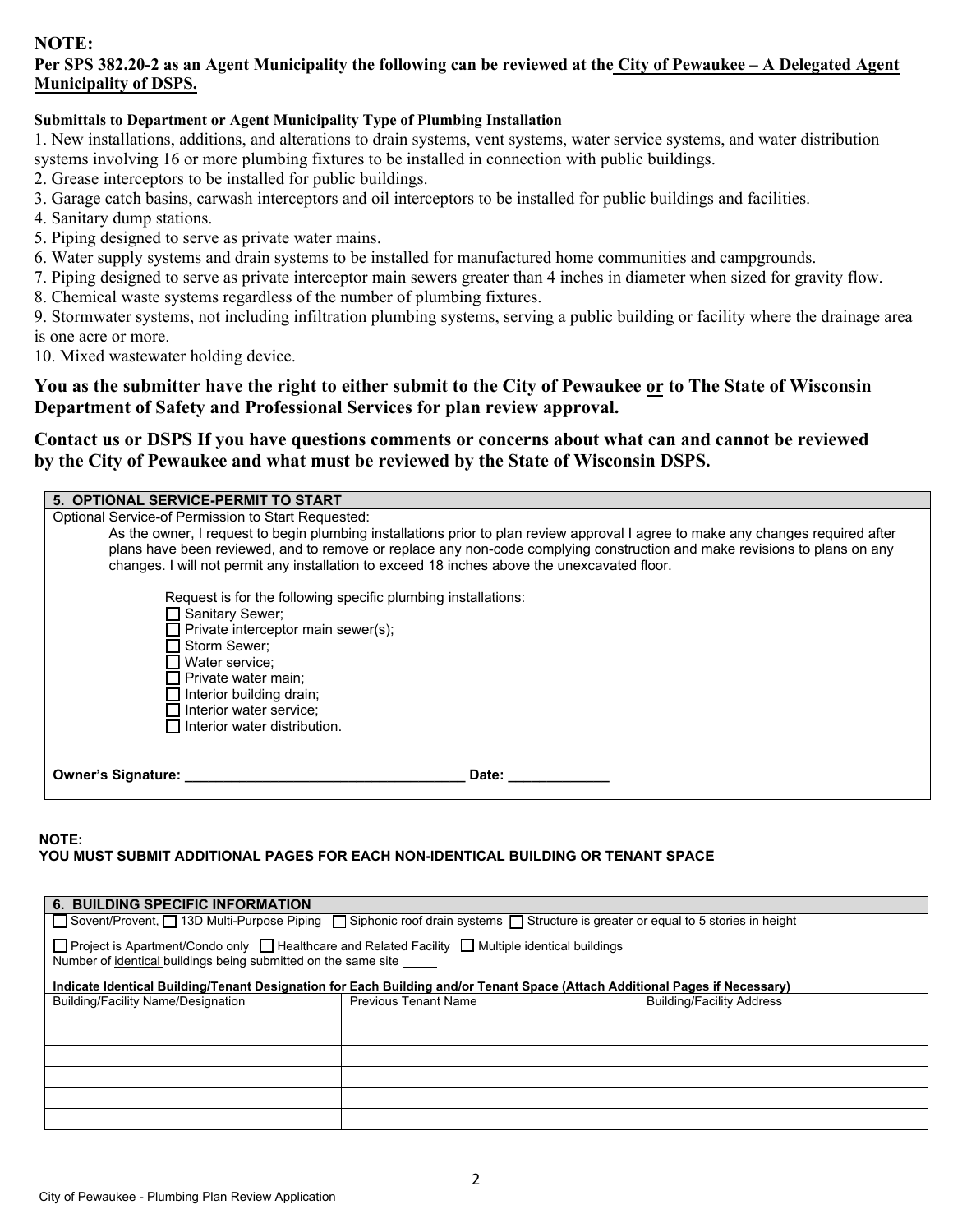**NOTE:**

**Per SPS 382.20-2 as an Agent Municipality the following can be reviewed at the City of Pewaukee – A Delegated Agent Municipality of DSPS.**

**Submittals to Department or Agent Municipality Type of Plumbing Installation**

1. New installations, additions, and alterations to drain systems, vent systems, water service systems, and water distribution systems involving 16 or more plumbing fixtures to be installed in connection with public buildings.
2. Grease interceptors to be installed for public buildings.
3. Garage catch basins, carwash interceptors and oil interceptors to be installed for public buildings and facilities.
4. Sanitary dump stations.
5. Piping designed to serve as private water mains.
6. Water supply systems and drain systems to be installed for manufactured home communities and campgrounds.
7. Piping designed to serve as private interceptor main sewers greater than 4 inches in diameter when sized for gravity flow.
8. Chemical waste systems regardless of the number of plumbing fixtures.
9. Stormwater systems, not including infiltration plumbing systems, serving a public building or facility where the drainage area is one acre or more.
10. Mixed wastewater holding device.

**You as the submitter have the right to either submit to the City of Pewaukee or to The State of Wisconsin Department of Safety and Professional Services for plan review approval.**

**Contact us or DSPS If you have questions comments or concerns about what can and cannot be reviewed by the City of Pewaukee and what must be reviewed by the State of Wisconsin DSPS.**

**5. OPTIONAL SERVICE-PERMIT TO START**

Optional Service-of Permission to Start Requested:

As the owner, I request to begin plumbing installations prior to plan review approval I agree to make any changes required after plans have been reviewed, and to remove or replace any non-code complying construction and make revisions to plans on any changes. I will not permit any installation to exceed 18 inches above the unexcavated floor.

Request is for the following specific plumbing installations:

- ☐ Sanitary Sewer;
- ☐ Private interceptor main sewer(s);
- ☐ Storm Sewer;
- ☐ Water service;
- ☐ Private water main;
- ☐ Interior building drain;
- ☐ Interior water service;
- ☐ Interior water distribution.

**Owner's Signature:** ___________________________________ **Date:** _____________

**NOTE:**
**YOU MUST SUBMIT ADDITIONAL PAGES FOR EACH NON-IDENTICAL BUILDING OR TENANT SPACE**

**6. BUILDING SPECIFIC INFORMATION**

☐ Sovent/Provent, ☐ 13D Multi-Purpose Piping ☐ Siphonic roof drain systems ☐ Structure is greater or equal to 5 stories in height

☐ Project is Apartment/Condo only ☐ Healthcare and Related Facility ☐ Multiple identical buildings

Number of identical buildings being submitted on the same site _____

**Indicate Identical Building/Tenant Designation for Each Building and/or Tenant Space (Attach Additional Pages if Necessary)**

| Building/Facility Name/Designation | Previous Tenant Name | Building/Facility Address |
|---|---|---|
| | | |
| | | |
| | | |
| | | |
| | | |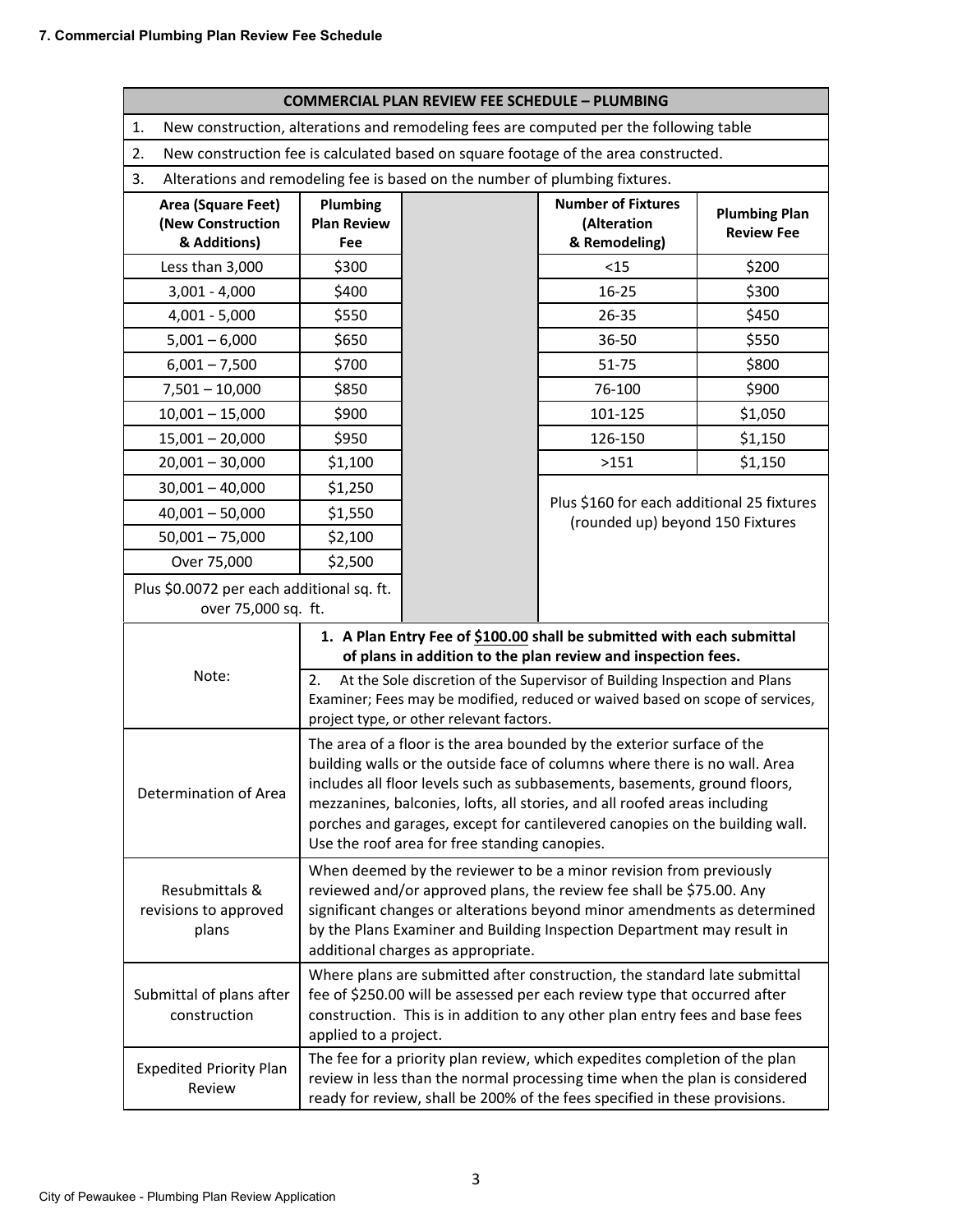**7. Commercial Plumbing Plan Review Fee Schedule**

| COMMERCIAL PLAN REVIEW FEE SCHEDULE – PLUMBING | | | | |
|---|---|---|---|---|
| 1. New construction, alterations and remodeling fees are computed per the following table | | | | |
| 2. New construction fee is calculated based on square footage of the area constructed. | | | | |
| 3. Alterations and remodeling fee is based on the number of plumbing fixtures. | | | | |
| **Area (Square Feet) (New Construction & Additions)** | **Plumbing Plan Review Fee** | | **Number of Fixtures (Alteration & Remodeling)** | **Plumbing Plan Review Fee** |
| Less than 3,000 | $300 | | <15 | $200 |
| 3,001 - 4,000 | $400 | | 16-25 | $300 |
| 4,001 - 5,000 | $550 | | 26-35 | $450 |
| 5,001 – 6,000 | $650 | | 36-50 | $550 |
| 6,001 – 7,500 | $700 | | 51-75 | $800 |
| 7,501 – 10,000 | $850 | | 76-100 | $900 |
| 10,001 – 15,000 | $900 | | 101-125 | $1,050 |
| 15,001 – 20,000 | $950 | | 126-150 | $1,150 |
| 20,001 – 30,000 | $1,100 | | >151 | $1,150 |
| 30,001 – 40,000 | $1,250 | | Plus $160 for each additional 25 fixtures (rounded up) beyond 150 Fixtures | |
| 40,001 – 50,000 | $1,550 | | | |
| 50,001 – 75,000 | $2,100 | | | |
| Over 75,000 | $2,500 | | | |
| Plus $0.0072 per each additional sq. ft. over 75,000 sq. ft. | | | | |

| | |
|---|---|
| Note: | **1. A Plan Entry Fee of <u>$100.00</u> shall be submitted with each submittal of plans in addition to the plan review and inspection fees.** |
| | 2. At the Sole discretion of the Supervisor of Building Inspection and Plans Examiner; Fees may be modified, reduced or waived based on scope of services, project type, or other relevant factors. |
| Determination of Area | The area of a floor is the area bounded by the exterior surface of the building walls or the outside face of columns where there is no wall. Area includes all floor levels such as subbasements, basements, ground floors, mezzanines, balconies, lofts, all stories, and all roofed areas including porches and garages, except for cantilevered canopies on the building wall. Use the roof area for free standing canopies. |
| Resubmittals & revisions to approved plans | When deemed by the reviewer to be a minor revision from previously reviewed and/or approved plans, the review fee shall be $75.00. Any significant changes or alterations beyond minor amendments as determined by the Plans Examiner and Building Inspection Department may result in additional charges as appropriate. |
| Submittal of plans after construction | Where plans are submitted after construction, the standard late submittal fee of $250.00 will be assessed per each review type that occurred after construction. This is in addition to any other plan entry fees and base fees applied to a project. |
| Expedited Priority Plan Review | The fee for a priority plan review, which expedites completion of the plan review in less than the normal processing time when the plan is considered ready for review, shall be 200% of the fees specified in these provisions. |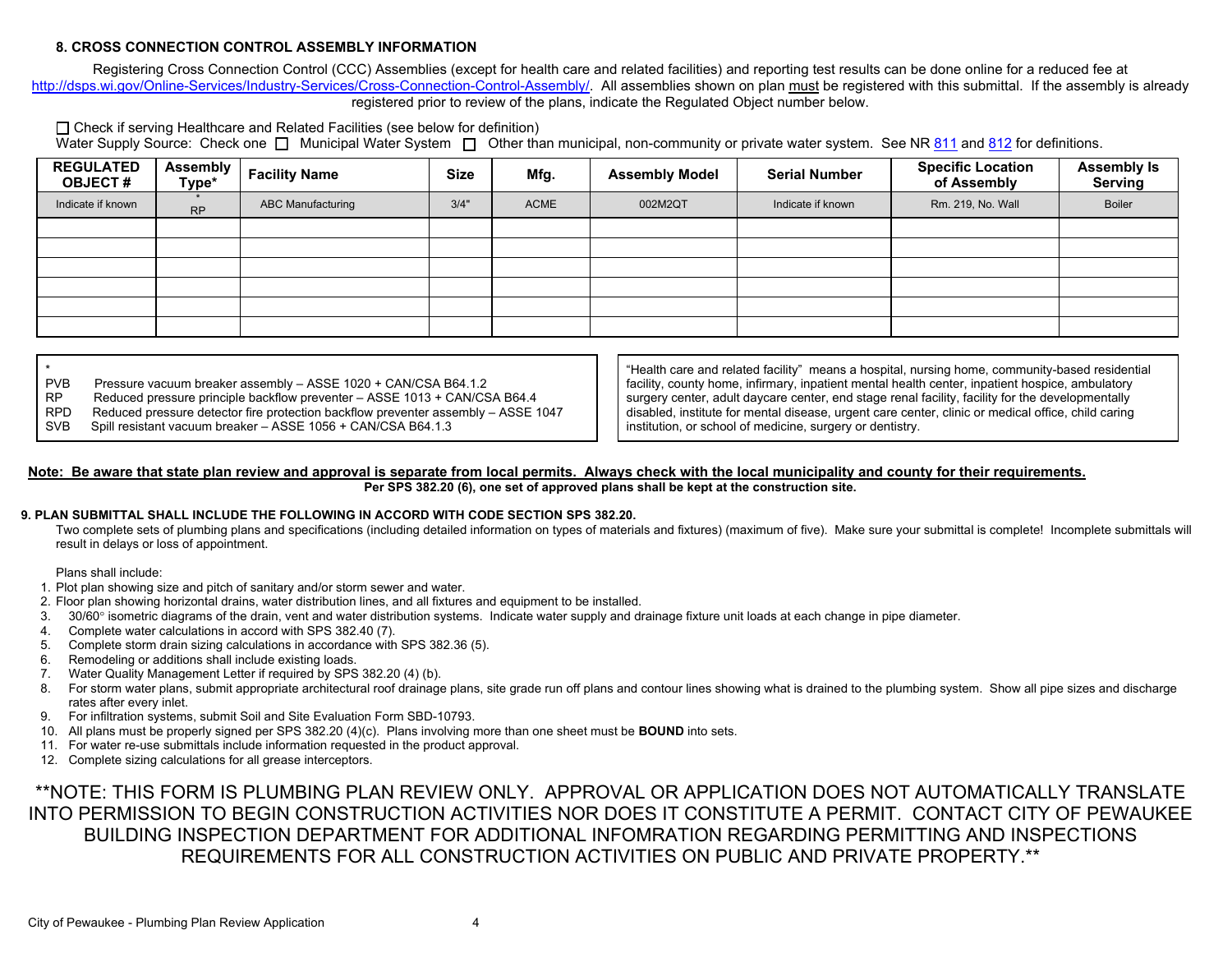## 8. CROSS CONNECTION CONTROL ASSEMBLY INFORMATION

Registering Cross Connection Control (CCC) Assemblies (except for health care and related facilities) and reporting test results can be done online for a reduced fee at http://dsps.wi.gov/Online-Services/Industry-Services/Cross-Connection-Control-Assembly/. All assemblies shown on plan must be registered with this submittal. If the assembly is already registered prior to review of the plans, indicate the Regulated Object number below.

☐ Check if serving Healthcare and Related Facilities (see below for definition)

Water Supply Source: Check one ☐ Municipal Water System ☐ Other than municipal, non-community or private water system. See NR 811 and 812 for definitions.

| REGULATED OBJECT # | Assembly Type* | Facility Name | Size | Mfg. | Assembly Model | Serial Number | Specific Location of Assembly | Assembly Is Serving |
|---|---|---|---|---|---|---|---|---|
| Indicate if known | * RP | ABC Manufacturing | 3/4" | ACME | 002M2QT | Indicate if known | Rm. 219, No. Wall | Boiler |
| | | | | | | | | |
| | | | | | | | | |
| | | | | | | | | |
| | | | | | | | | |
| | | | | | | | | |
| | | | | | | | | |

*
PVB Pressure vacuum breaker assembly – ASSE 1020 + CAN/CSA B64.1.2
RP Reduced pressure principle backflow preventer – ASSE 1013 + CAN/CSA B64.4
RPD Reduced pressure detector fire protection backflow preventer assembly – ASSE 1047
SVB Spill resistant vacuum breaker – ASSE 1056 + CAN/CSA B64.1.3

"Health care and related facility" means a hospital, nursing home, community-based residential facility, county home, infirmary, inpatient mental health center, inpatient hospice, ambulatory surgery center, adult daycare center, end stage renal facility, facility for the developmentally disabled, institute for mental disease, urgent care center, clinic or medical office, child caring institution, or school of medicine, surgery or dentistry.

**Note: Be aware that state plan review and approval is separate from local permits. Always check with the local municipality and county for their requirements.**

**Per SPS 382.20 (6), one set of approved plans shall be kept at the construction site.**

## 9. PLAN SUBMITTAL SHALL INCLUDE THE FOLLOWING IN ACCORD WITH CODE SECTION SPS 382.20.

Two complete sets of plumbing plans and specifications (including detailed information on types of materials and fixtures) (maximum of five). Make sure your submittal is complete! Incomplete submittals will result in delays or loss of appointment.

Plans shall include:

1. Plot plan showing size and pitch of sanitary and/or storm sewer and water.
2. Floor plan showing horizontal drains, water distribution lines, and all fixtures and equipment to be installed.
3. 30/60° isometric diagrams of the drain, vent and water distribution systems. Indicate water supply and drainage fixture unit loads at each change in pipe diameter.
4. Complete water calculations in accord with SPS 382.40 (7).
5. Complete storm drain sizing calculations in accordance with SPS 382.36 (5).
6. Remodeling or additions shall include existing loads.
7. Water Quality Management Letter if required by SPS 382.20 (4) (b).
8. For storm water plans, submit appropriate architectural roof drainage plans, site grade run off plans and contour lines showing what is drained to the plumbing system. Show all pipe sizes and discharge rates after every inlet.
9. For infiltration systems, submit Soil and Site Evaluation Form SBD-10793.
10. All plans must be properly signed per SPS 382.20 (4)(c). Plans involving more than one sheet must be **BOUND** into sets.
11. For water re-use submittals include information requested in the product approval.
12. Complete sizing calculations for all grease interceptors.

**NOTE: THIS FORM IS PLUMBING PLAN REVIEW ONLY. APPROVAL OR APPLICATION DOES NOT AUTOMATICALLY TRANSLATE INTO PERMISSION TO BEGIN CONSTRUCTION ACTIVITIES NOR DOES IT CONSTITUTE A PERMIT. CONTACT CITY OF PEWAUKEE BUILDING INSPECTION DEPARTMENT FOR ADDITIONAL INFOMRATION REGARDING PERMITTING AND INSPECTIONS REQUIREMENTS FOR ALL CONSTRUCTION ACTIVITIES ON PUBLIC AND PRIVATE PROPERTY.**